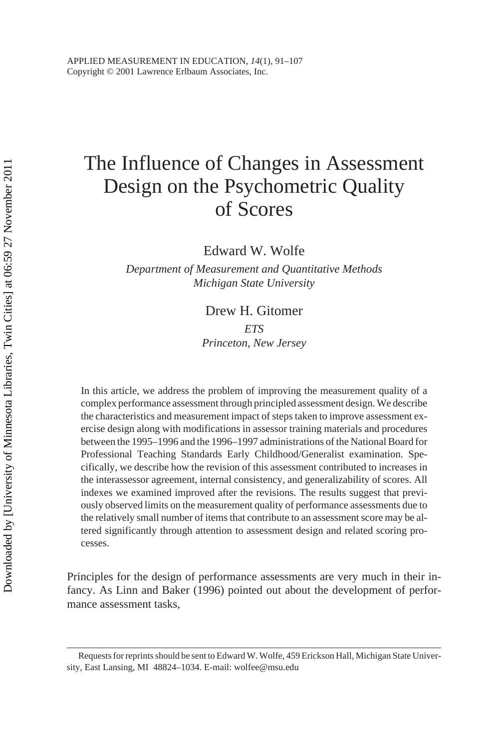# The Influence of Changes in Assessment Design on the Psychometric Quality of Scores

Edward W. Wolfe

*Department of Measurement and Quantitative Methods*
*Michigan State University*

Drew H. Gitomer

*ETS*
*Princeton, New Jersey*

In this article, we address the problem of improving the measurement quality of a complex performance assessment through principled assessment design. We describe the characteristics and measurement impact of steps taken to improve assessment exercise design along with modifications in assessor training materials and procedures between the 1995–1996 and the 1996–1997 administrations of the National Board for Professional Teaching Standards Early Childhood/Generalist examination. Specifically, we describe how the revision of this assessment contributed to increases in the interassessor agreement, internal consistency, and generalizability of scores. All indexes we examined improved after the revisions. The results suggest that previously observed limits on the measurement quality of performance assessments due to the relatively small number of items that contribute to an assessment score may be altered significantly through attention to assessment design and related scoring processes.

Principles for the design of performance assessments are very much in their infancy. As Linn and Baker (1996) pointed out about the development of performance assessment tasks,

---

Requests for reprints should be sent to Edward W. Wolfe, 459 Erickson Hall, Michigan State University, East Lansing, MI 48824–1034. E-mail: wolfee@msu.edu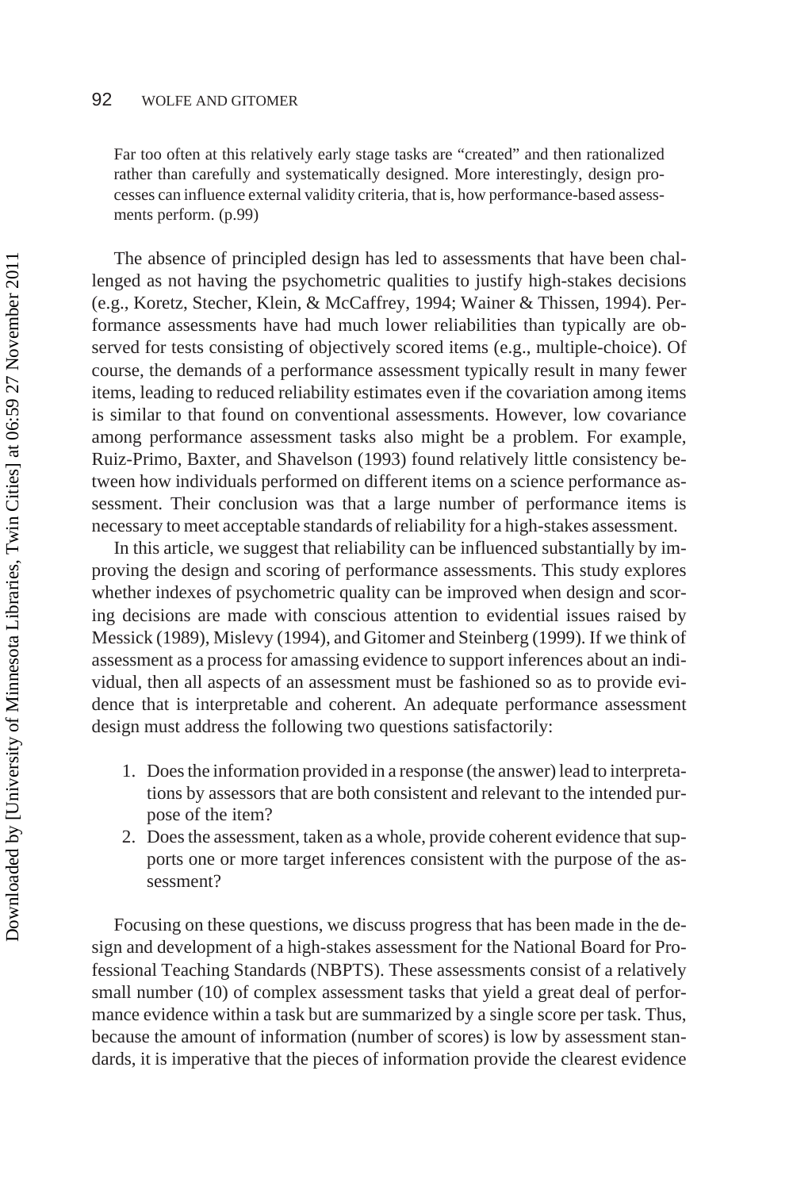> Far too often at this relatively early stage tasks are "created" and then rationalized rather than carefully and systematically designed. More interestingly, design processes can influence external validity criteria, that is, how performance-based assessments perform. (p.99)

The absence of principled design has led to assessments that have been challenged as not having the psychometric qualities to justify high-stakes decisions (e.g., Koretz, Stecher, Klein, & McCaffrey, 1994; Wainer & Thissen, 1994). Performance assessments have had much lower reliabilities than typically are observed for tests consisting of objectively scored items (e.g., multiple-choice). Of course, the demands of a performance assessment typically result in many fewer items, leading to reduced reliability estimates even if the covariation among items is similar to that found on conventional assessments. However, low covariance among performance assessment tasks also might be a problem. For example, Ruiz-Primo, Baxter, and Shavelson (1993) found relatively little consistency between how individuals performed on different items on a science performance assessment. Their conclusion was that a large number of performance items is necessary to meet acceptable standards of reliability for a high-stakes assessment.

In this article, we suggest that reliability can be influenced substantially by improving the design and scoring of performance assessments. This study explores whether indexes of psychometric quality can be improved when design and scoring decisions are made with conscious attention to evidential issues raised by Messick (1989), Mislevy (1994), and Gitomer and Steinberg (1999). If we think of assessment as a process for amassing evidence to support inferences about an individual, then all aspects of an assessment must be fashioned so as to provide evidence that is interpretable and coherent. An adequate performance assessment design must address the following two questions satisfactorily:

1. Does the information provided in a response (the answer) lead to interpretations by assessors that are both consistent and relevant to the intended purpose of the item?
2. Does the assessment, taken as a whole, provide coherent evidence that supports one or more target inferences consistent with the purpose of the assessment?

Focusing on these questions, we discuss progress that has been made in the design and development of a high-stakes assessment for the National Board for Professional Teaching Standards (NBPTS). These assessments consist of a relatively small number (10) of complex assessment tasks that yield a great deal of performance evidence within a task but are summarized by a single score per task. Thus, because the amount of information (number of scores) is low by assessment standards, it is imperative that the pieces of information provide the clearest evidence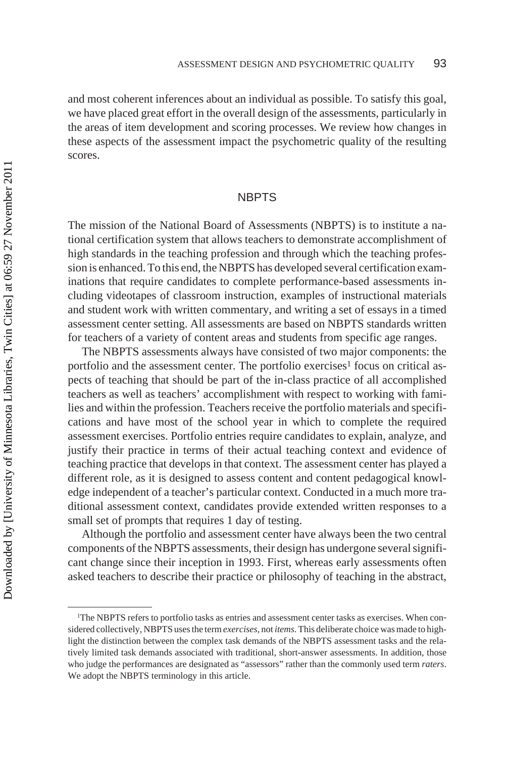and most coherent inferences about an individual as possible. To satisfy this goal, we have placed great effort in the overall design of the assessments, particularly in the areas of item development and scoring processes. We review how changes in these aspects of the assessment impact the psychometric quality of the resulting scores.

## NBPTS

The mission of the National Board of Assessments (NBPTS) is to institute a national certification system that allows teachers to demonstrate accomplishment of high standards in the teaching profession and through which the teaching profession is enhanced. To this end, the NBPTS has developed several certification examinations that require candidates to complete performance-based assessments including videotapes of classroom instruction, examples of instructional materials and student work with written commentary, and writing a set of essays in a timed assessment center setting. All assessments are based on NBPTS standards written for teachers of a variety of content areas and students from specific age ranges.

The NBPTS assessments always have consisted of two major components: the portfolio and the assessment center. The portfolio exercises[1] focus on critical aspects of teaching that should be part of the in-class practice of all accomplished teachers as well as teachers' accomplishment with respect to working with families and within the profession. Teachers receive the portfolio materials and specifications and have most of the school year in which to complete the required assessment exercises. Portfolio entries require candidates to explain, analyze, and justify their practice in terms of their actual teaching context and evidence of teaching practice that develops in that context. The assessment center has played a different role, as it is designed to assess content and content pedagogical knowledge independent of a teacher's particular context. Conducted in a much more traditional assessment context, candidates provide extended written responses to a small set of prompts that requires 1 day of testing.

Although the portfolio and assessment center have always been the two central components of the NBPTS assessments, their design has undergone several significant change since their inception in 1993. First, whereas early assessments often asked teachers to describe their practice or philosophy of teaching in the abstract,

---

[1]The NBPTS refers to portfolio tasks as entries and assessment center tasks as exercises. When considered collectively, NBPTS uses the term *exercises*, not *items*. This deliberate choice was made to highlight the distinction between the complex task demands of the NBPTS assessment tasks and the relatively limited task demands associated with traditional, short-answer assessments. In addition, those who judge the performances are designated as "assessors" rather than the commonly used term *raters*. We adopt the NBPTS terminology in this article.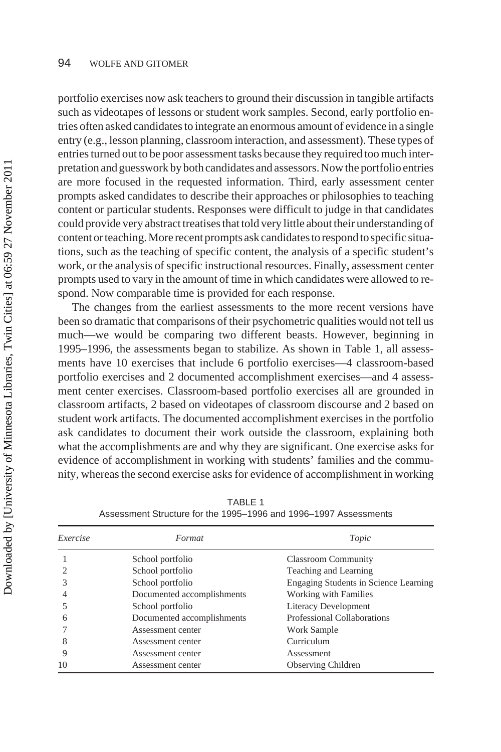portfolio exercises now ask teachers to ground their discussion in tangible artifacts such as videotapes of lessons or student work samples. Second, early portfolio entries often asked candidates to integrate an enormous amount of evidence in a single entry (e.g., lesson planning, classroom interaction, and assessment). These types of entries turned out to be poor assessment tasks because they required too much interpretation and guesswork by both candidates and assessors. Now the portfolio entries are more focused in the requested information. Third, early assessment center prompts asked candidates to describe their approaches or philosophies to teaching content or particular students. Responses were difficult to judge in that candidates could provide very abstract treatises that told very little about their understanding of content or teaching. More recent prompts ask candidates to respond to specific situations, such as the teaching of specific content, the analysis of a specific student's work, or the analysis of specific instructional resources. Finally, assessment center prompts used to vary in the amount of time in which candidates were allowed to respond. Now comparable time is provided for each response.

The changes from the earliest assessments to the more recent versions have been so dramatic that comparisons of their psychometric qualities would not tell us much—we would be comparing two different beasts. However, beginning in 1995–1996, the assessments began to stabilize. As shown in Table 1, all assessments have 10 exercises that include 6 portfolio exercises—4 classroom-based portfolio exercises and 2 documented accomplishment exercises—and 4 assessment center exercises. Classroom-based portfolio exercises all are grounded in classroom artifacts, 2 based on videotapes of classroom discourse and 2 based on student work artifacts. The documented accomplishment exercises in the portfolio ask candidates to document their work outside the classroom, explaining both what the accomplishments are and why they are significant. One exercise asks for evidence of accomplishment in working with students' families and the community, whereas the second exercise asks for evidence of accomplishment in working

TABLE 1
Assessment Structure for the 1995–1996 and 1996–1997 Assessments

| *Exercise* | *Format* | *Topic* |
|---|---|---|
| 1 | School portfolio | Classroom Community |
| 2 | School portfolio | Teaching and Learning |
| 3 | School portfolio | Engaging Students in Science Learning |
| 4 | Documented accomplishments | Working with Families |
| 5 | School portfolio | Literacy Development |
| 6 | Documented accomplishments | Professional Collaborations |
| 7 | Assessment center | Work Sample |
| 8 | Assessment center | Curriculum |
| 9 | Assessment center | Assessment |
| 10 | Assessment center | Observing Children |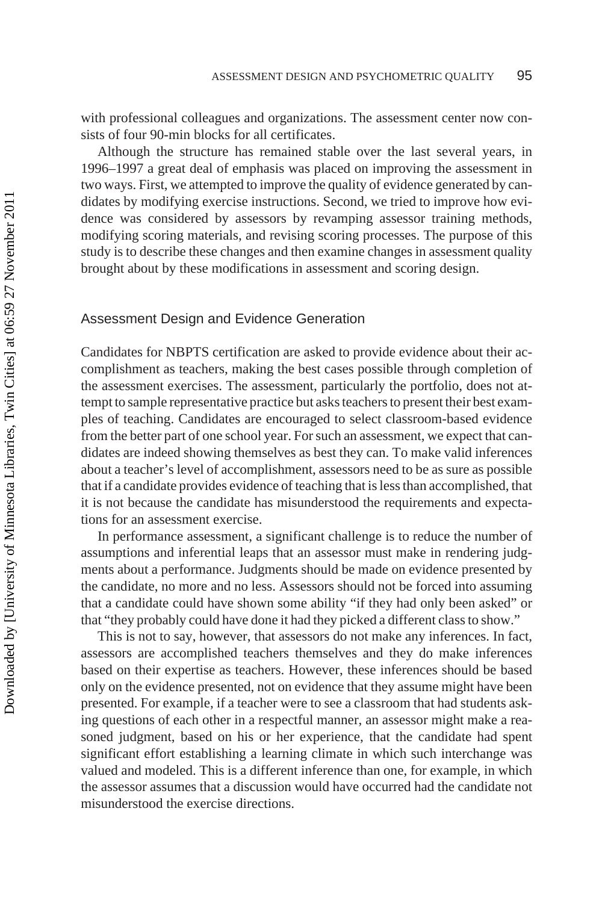with professional colleagues and organizations. The assessment center now consists of four 90-min blocks for all certificates.

Although the structure has remained stable over the last several years, in 1996–1997 a great deal of emphasis was placed on improving the assessment in two ways. First, we attempted to improve the quality of evidence generated by candidates by modifying exercise instructions. Second, we tried to improve how evidence was considered by assessors by revamping assessor training methods, modifying scoring materials, and revising scoring processes. The purpose of this study is to describe these changes and then examine changes in assessment quality brought about by these modifications in assessment and scoring design.

## Assessment Design and Evidence Generation

Candidates for NBPTS certification are asked to provide evidence about their accomplishment as teachers, making the best cases possible through completion of the assessment exercises. The assessment, particularly the portfolio, does not attempt to sample representative practice but asks teachers to present their best examples of teaching. Candidates are encouraged to select classroom-based evidence from the better part of one school year. For such an assessment, we expect that candidates are indeed showing themselves as best they can. To make valid inferences about a teacher's level of accomplishment, assessors need to be as sure as possible that if a candidate provides evidence of teaching that is less than accomplished, that it is not because the candidate has misunderstood the requirements and expectations for an assessment exercise.

In performance assessment, a significant challenge is to reduce the number of assumptions and inferential leaps that an assessor must make in rendering judgments about a performance. Judgments should be made on evidence presented by the candidate, no more and no less. Assessors should not be forced into assuming that a candidate could have shown some ability "if they had only been asked" or that "they probably could have done it had they picked a different class to show."

This is not to say, however, that assessors do not make any inferences. In fact, assessors are accomplished teachers themselves and they do make inferences based on their expertise as teachers. However, these inferences should be based only on the evidence presented, not on evidence that they assume might have been presented. For example, if a teacher were to see a classroom that had students asking questions of each other in a respectful manner, an assessor might make a reasoned judgment, based on his or her experience, that the candidate had spent significant effort establishing a learning climate in which such interchange was valued and modeled. This is a different inference than one, for example, in which the assessor assumes that a discussion would have occurred had the candidate not misunderstood the exercise directions.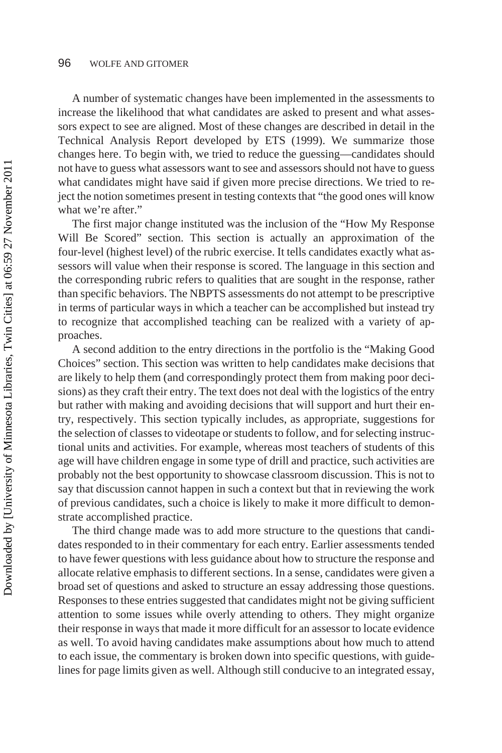A number of systematic changes have been implemented in the assessments to increase the likelihood that what candidates are asked to present and what assessors expect to see are aligned. Most of these changes are described in detail in the Technical Analysis Report developed by ETS (1999). We summarize those changes here. To begin with, we tried to reduce the guessing—candidates should not have to guess what assessors want to see and assessors should not have to guess what candidates might have said if given more precise directions. We tried to reject the notion sometimes present in testing contexts that "the good ones will know what we're after."

The first major change instituted was the inclusion of the "How My Response Will Be Scored" section. This section is actually an approximation of the four-level (highest level) of the rubric exercise. It tells candidates exactly what assessors will value when their response is scored. The language in this section and the corresponding rubric refers to qualities that are sought in the response, rather than specific behaviors. The NBPTS assessments do not attempt to be prescriptive in terms of particular ways in which a teacher can be accomplished but instead try to recognize that accomplished teaching can be realized with a variety of approaches.

A second addition to the entry directions in the portfolio is the "Making Good Choices" section. This section was written to help candidates make decisions that are likely to help them (and correspondingly protect them from making poor decisions) as they craft their entry. The text does not deal with the logistics of the entry but rather with making and avoiding decisions that will support and hurt their entry, respectively. This section typically includes, as appropriate, suggestions for the selection of classes to videotape or students to follow, and for selecting instructional units and activities. For example, whereas most teachers of students of this age will have children engage in some type of drill and practice, such activities are probably not the best opportunity to showcase classroom discussion. This is not to say that discussion cannot happen in such a context but that in reviewing the work of previous candidates, such a choice is likely to make it more difficult to demonstrate accomplished practice.

The third change made was to add more structure to the questions that candidates responded to in their commentary for each entry. Earlier assessments tended to have fewer questions with less guidance about how to structure the response and allocate relative emphasis to different sections. In a sense, candidates were given a broad set of questions and asked to structure an essay addressing those questions. Responses to these entries suggested that candidates might not be giving sufficient attention to some issues while overly attending to others. They might organize their response in ways that made it more difficult for an assessor to locate evidence as well. To avoid having candidates make assumptions about how much to attend to each issue, the commentary is broken down into specific questions, with guidelines for page limits given as well. Although still conducive to an integrated essay,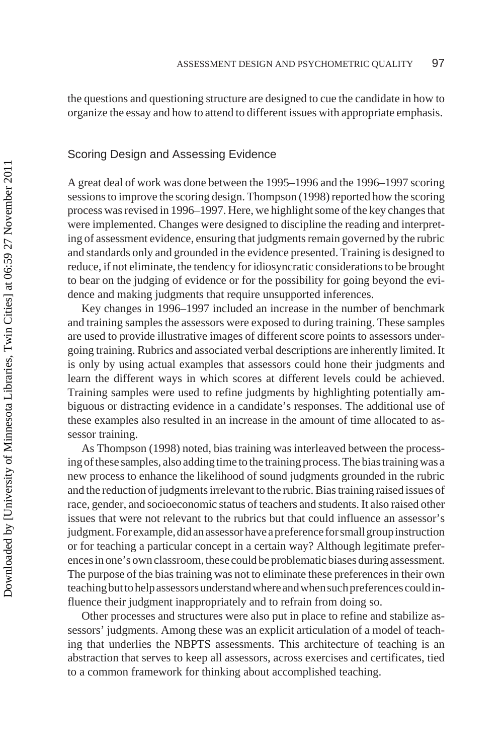the questions and questioning structure are designed to cue the candidate in how to organize the essay and how to attend to different issues with appropriate emphasis.

## Scoring Design and Assessing Evidence

A great deal of work was done between the 1995–1996 and the 1996–1997 scoring sessions to improve the scoring design. Thompson (1998) reported how the scoring process was revised in 1996–1997. Here, we highlight some of the key changes that were implemented. Changes were designed to discipline the reading and interpreting of assessment evidence, ensuring that judgments remain governed by the rubric and standards only and grounded in the evidence presented. Training is designed to reduce, if not eliminate, the tendency for idiosyncratic considerations to be brought to bear on the judging of evidence or for the possibility for going beyond the evidence and making judgments that require unsupported inferences.

Key changes in 1996–1997 included an increase in the number of benchmark and training samples the assessors were exposed to during training. These samples are used to provide illustrative images of different score points to assessors undergoing training. Rubrics and associated verbal descriptions are inherently limited. It is only by using actual examples that assessors could hone their judgments and learn the different ways in which scores at different levels could be achieved. Training samples were used to refine judgments by highlighting potentially ambiguous or distracting evidence in a candidate's responses. The additional use of these examples also resulted in an increase in the amount of time allocated to assessor training.

As Thompson (1998) noted, bias training was interleaved between the processing of these samples, also adding time to the training process. The bias training was a new process to enhance the likelihood of sound judgments grounded in the rubric and the reduction of judgments irrelevant to the rubric. Bias training raised issues of race, gender, and socioeconomic status of teachers and students. It also raised other issues that were not relevant to the rubrics but that could influence an assessor's judgment. For example, did an assessor have a preference for small group instruction or for teaching a particular concept in a certain way? Although legitimate preferences in one's own classroom, these could be problematic biases during assessment. The purpose of the bias training was not to eliminate these preferences in their own teaching but to help assessors understand where and when such preferences could influence their judgment inappropriately and to refrain from doing so.

Other processes and structures were also put in place to refine and stabilize assessors' judgments. Among these was an explicit articulation of a model of teaching that underlies the NBPTS assessments. This architecture of teaching is an abstraction that serves to keep all assessors, across exercises and certificates, tied to a common framework for thinking about accomplished teaching.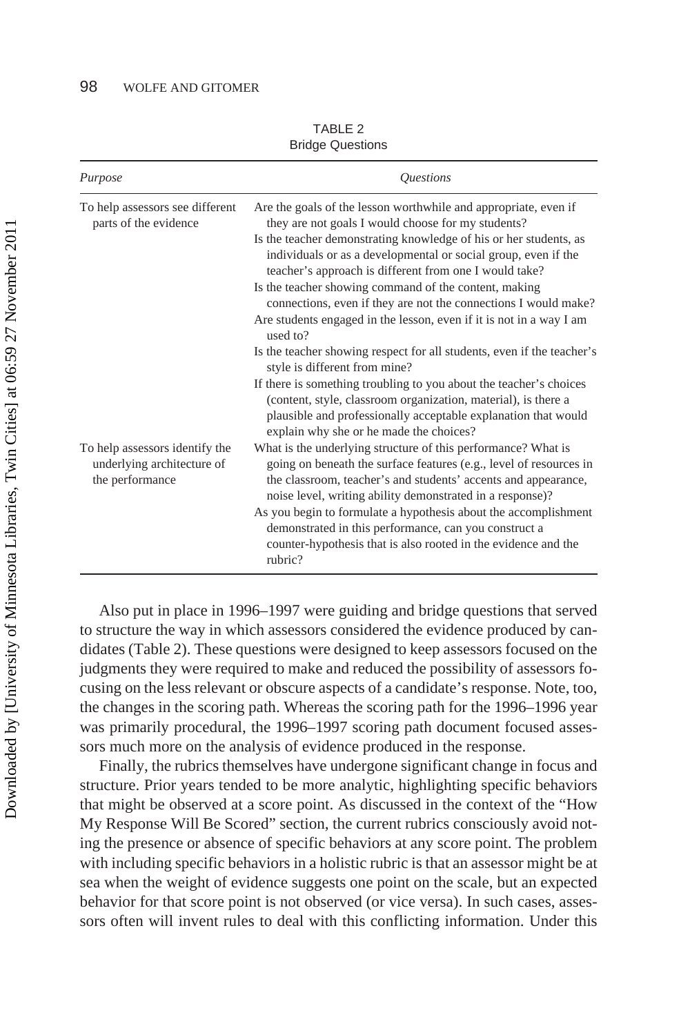TABLE 2
Bridge Questions

| *Purpose* | *Questions* |
| --- | --- |
| To help assessors see different parts of the evidence | Are the goals of the lesson worthwhile and appropriate, even if they are not goals I would choose for my students?<br>Is the teacher demonstrating knowledge of his or her students, as individuals or as a developmental or social group, even if the teacher's approach is different from one I would take?<br>Is the teacher showing command of the content, making connections, even if they are not the connections I would make?<br>Are students engaged in the lesson, even if it is not in a way I am used to?<br>Is the teacher showing respect for all students, even if the teacher's style is different from mine?<br>If there is something troubling to you about the teacher's choices (content, style, classroom organization, material), is there a plausible and professionally acceptable explanation that would explain why she or he made the choices? |
| To help assessors identify the underlying architecture of the performance | What is the underlying structure of this performance? What is going on beneath the surface features (e.g., level of resources in the classroom, teacher's and students' accents and appearance, noise level, writing ability demonstrated in a response)?<br>As you begin to formulate a hypothesis about the accomplishment demonstrated in this performance, can you construct a counter-hypothesis that is also rooted in the evidence and the rubric? |

Also put in place in 1996–1997 were guiding and bridge questions that served to structure the way in which assessors considered the evidence produced by candidates (Table 2). These questions were designed to keep assessors focused on the judgments they were required to make and reduced the possibility of assessors focusing on the less relevant or obscure aspects of a candidate's response. Note, too, the changes in the scoring path. Whereas the scoring path for the 1996–1996 year was primarily procedural, the 1996–1997 scoring path document focused assessors much more on the analysis of evidence produced in the response.

Finally, the rubrics themselves have undergone significant change in focus and structure. Prior years tended to be more analytic, highlighting specific behaviors that might be observed at a score point. As discussed in the context of the "How My Response Will Be Scored" section, the current rubrics consciously avoid noting the presence or absence of specific behaviors at any score point. The problem with including specific behaviors in a holistic rubric is that an assessor might be at sea when the weight of evidence suggests one point on the scale, but an expected behavior for that score point is not observed (or vice versa). In such cases, assessors often will invent rules to deal with this conflicting information. Under this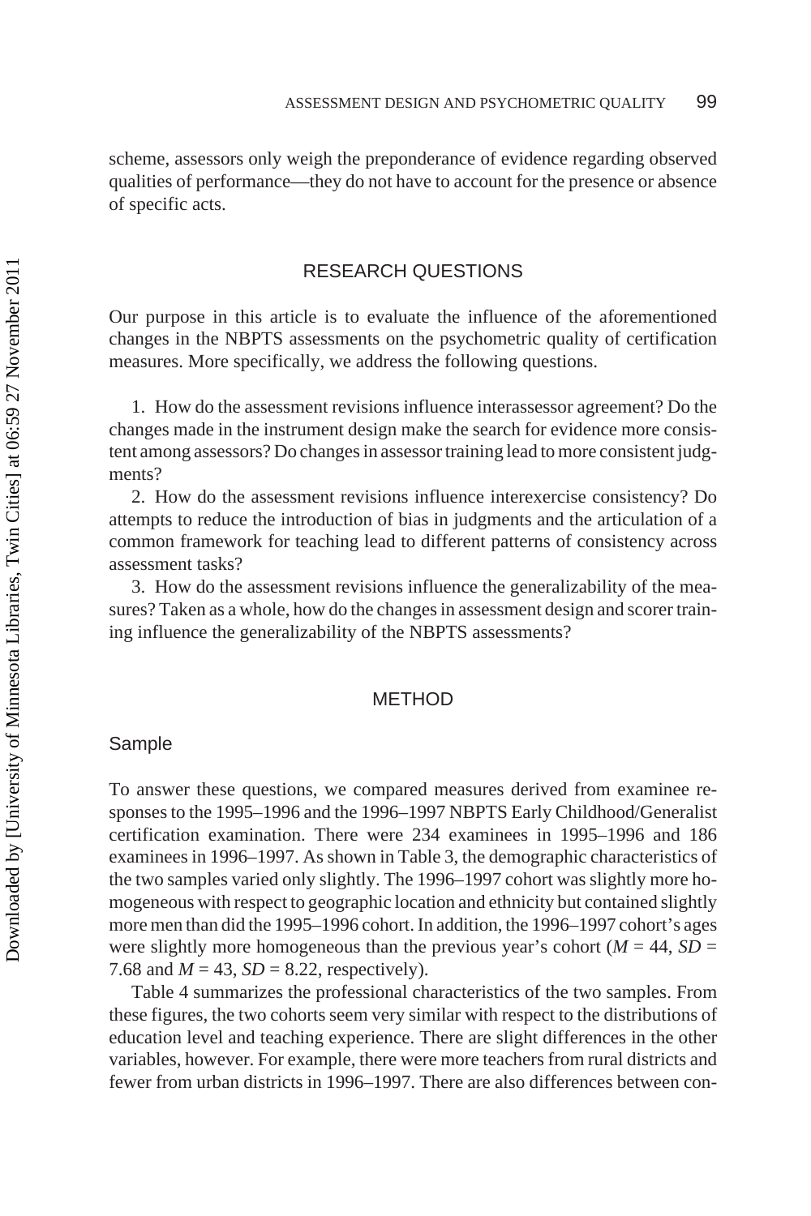scheme, assessors only weigh the preponderance of evidence regarding observed qualities of performance—they do not have to account for the presence or absence of specific acts.

## RESEARCH QUESTIONS

Our purpose in this article is to evaluate the influence of the aforementioned changes in the NBPTS assessments on the psychometric quality of certification measures. More specifically, we address the following questions.

1. How do the assessment revisions influence interassessor agreement? Do the changes made in the instrument design make the search for evidence more consistent among assessors? Do changes in assessor training lead to more consistent judgments?
2. How do the assessment revisions influence interexercise consistency? Do attempts to reduce the introduction of bias in judgments and the articulation of a common framework for teaching lead to different patterns of consistency across assessment tasks?
3. How do the assessment revisions influence the generalizability of the measures? Taken as a whole, how do the changes in assessment design and scorer training influence the generalizability of the NBPTS assessments?

## METHOD

### Sample

To answer these questions, we compared measures derived from examinee responses to the 1995–1996 and the 1996–1997 NBPTS Early Childhood/Generalist certification examination. There were 234 examinees in 1995–1996 and 186 examinees in 1996–1997. As shown in Table 3, the demographic characteristics of the two samples varied only slightly. The 1996–1997 cohort was slightly more homogeneous with respect to geographic location and ethnicity but contained slightly more men than did the 1995–1996 cohort. In addition, the 1996–1997 cohort's ages were slightly more homogeneous than the previous year's cohort ($M$ = 44, $SD$ = 7.68 and $M$ = 43, $SD$ = 8.22, respectively).

Table 4 summarizes the professional characteristics of the two samples. From these figures, the two cohorts seem very similar with respect to the distributions of education level and teaching experience. There are slight differences in the other variables, however. For example, there were more teachers from rural districts and fewer from urban districts in 1996–1997. There are also differences between con-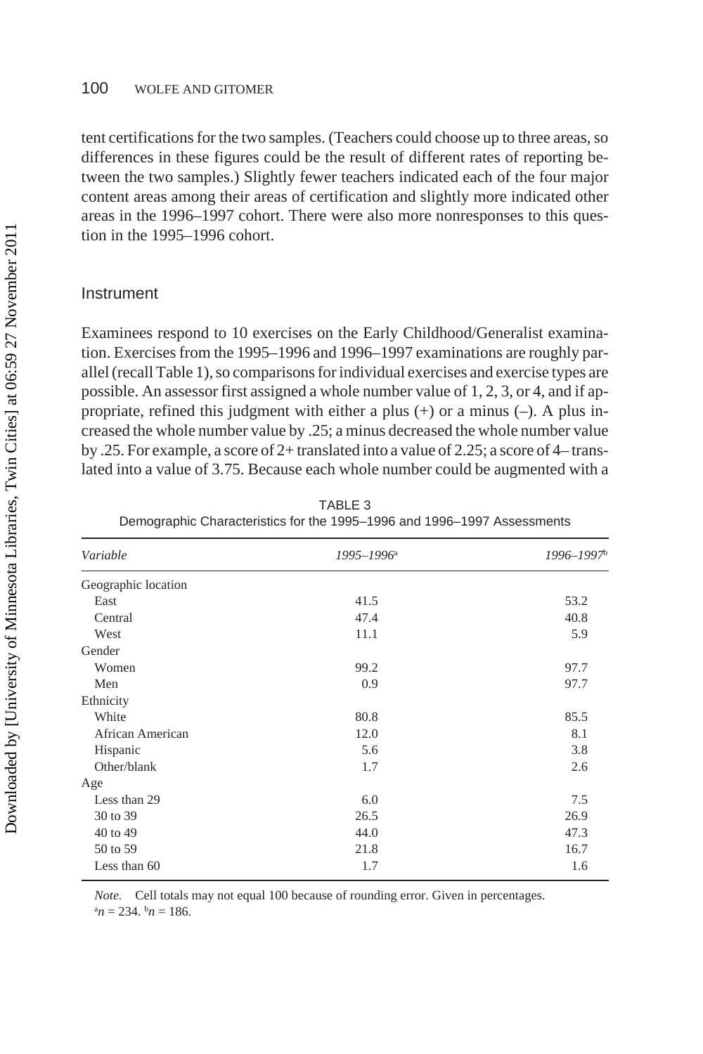tent certifications for the two samples. (Teachers could choose up to three areas, so differences in these figures could be the result of different rates of reporting between the two samples.) Slightly fewer teachers indicated each of the four major content areas among their areas of certification and slightly more indicated other areas in the 1996–1997 cohort. There were also more nonresponses to this question in the 1995–1996 cohort.

## Instrument

Examinees respond to 10 exercises on the Early Childhood/Generalist examination. Exercises from the 1995–1996 and 1996–1997 examinations are roughly parallel (recall Table 1), so comparisons for individual exercises and exercise types are possible. An assessor first assigned a whole number value of 1, 2, 3, or 4, and if appropriate, refined this judgment with either a plus (+) or a minus (–). A plus increased the whole number value by .25; a minus decreased the whole number value by .25. For example, a score of 2+ translated into a value of 2.25; a score of 4– translated into a value of 3.75. Because each whole number could be augmented with a

TABLE 3
Demographic Characteristics for the 1995–1996 and 1996–1997 Assessments

| *Variable* | *1995–1996*[a] | *1996–1997*[b] |
|---|---|---|
| Geographic location | | |
| East | 41.5 | 53.2 |
| Central | 47.4 | 40.8 |
| West | 11.1 | 5.9 |
| Gender | | |
| Women | 99.2 | 97.7 |
| Men | 0.9 | 97.7 |
| Ethnicity | | |
| White | 80.8 | 85.5 |
| African American | 12.0 | 8.1 |
| Hispanic | 5.6 | 3.8 |
| Other/blank | 1.7 | 2.6 |
| Age | | |
| Less than 29 | 6.0 | 7.5 |
| 30 to 39 | 26.5 | 26.9 |
| 40 to 49 | 44.0 | 47.3 |
| 50 to 59 | 21.8 | 16.7 |
| Less than 60 | 1.7 | 1.6 |

*Note.* Cell totals may not equal 100 because of rounding error. Given in percentages.
[a]$n = 234$. [b]$n = 186$.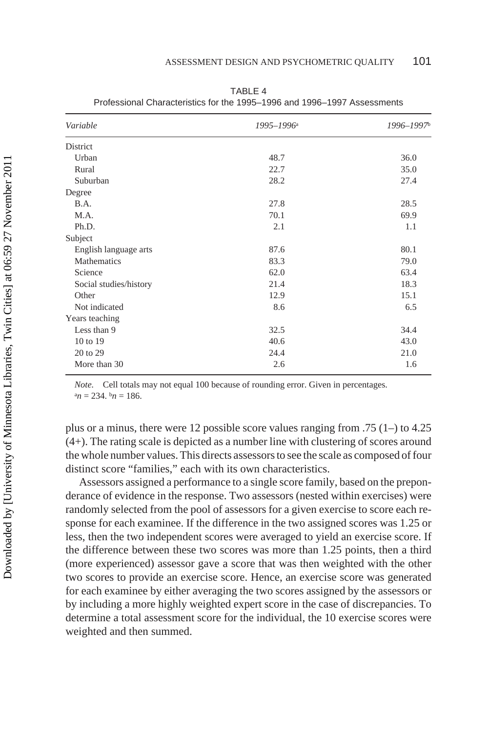TABLE 4
Professional Characteristics for the 1995–1996 and 1996–1997 Assessments

| *Variable* | *1995–1996*[a] | *1996–1997*[b] |
|---|---|---|
| District | | |
| Urban | 48.7 | 36.0 |
| Rural | 22.7 | 35.0 |
| Suburban | 28.2 | 27.4 |
| Degree | | |
| B.A. | 27.8 | 28.5 |
| M.A. | 70.1 | 69.9 |
| Ph.D. | 2.1 | 1.1 |
| Subject | | |
| English language arts | 87.6 | 80.1 |
| Mathematics | 83.3 | 79.0 |
| Science | 62.0 | 63.4 |
| Social studies/history | 21.4 | 18.3 |
| Other | 12.9 | 15.1 |
| Not indicated | 8.6 | 6.5 |
| Years teaching | | |
| Less than 9 | 32.5 | 34.4 |
| 10 to 19 | 40.6 | 43.0 |
| 20 to 29 | 24.4 | 21.0 |
| More than 30 | 2.6 | 1.6 |

*Note.* Cell totals may not equal 100 because of rounding error. Given in percentages.
[a]$n = 234$. [b]$n = 186$.

plus or a minus, there were 12 possible score values ranging from .75 (1–) to 4.25 (4+). The rating scale is depicted as a number line with clustering of scores around the whole number values. This directs assessors to see the scale as composed of four distinct score "families," each with its own characteristics.

Assessors assigned a performance to a single score family, based on the preponderance of evidence in the response. Two assessors (nested within exercises) were randomly selected from the pool of assessors for a given exercise to score each response for each examinee. If the difference in the two assigned scores was 1.25 or less, then the two independent scores were averaged to yield an exercise score. If the difference between these two scores was more than 1.25 points, then a third (more experienced) assessor gave a score that was then weighted with the other two scores to provide an exercise score. Hence, an exercise score was generated for each examinee by either averaging the two scores assigned by the assessors or by including a more highly weighted expert score in the case of discrepancies. To determine a total assessment score for the individual, the 10 exercise scores were weighted and then summed.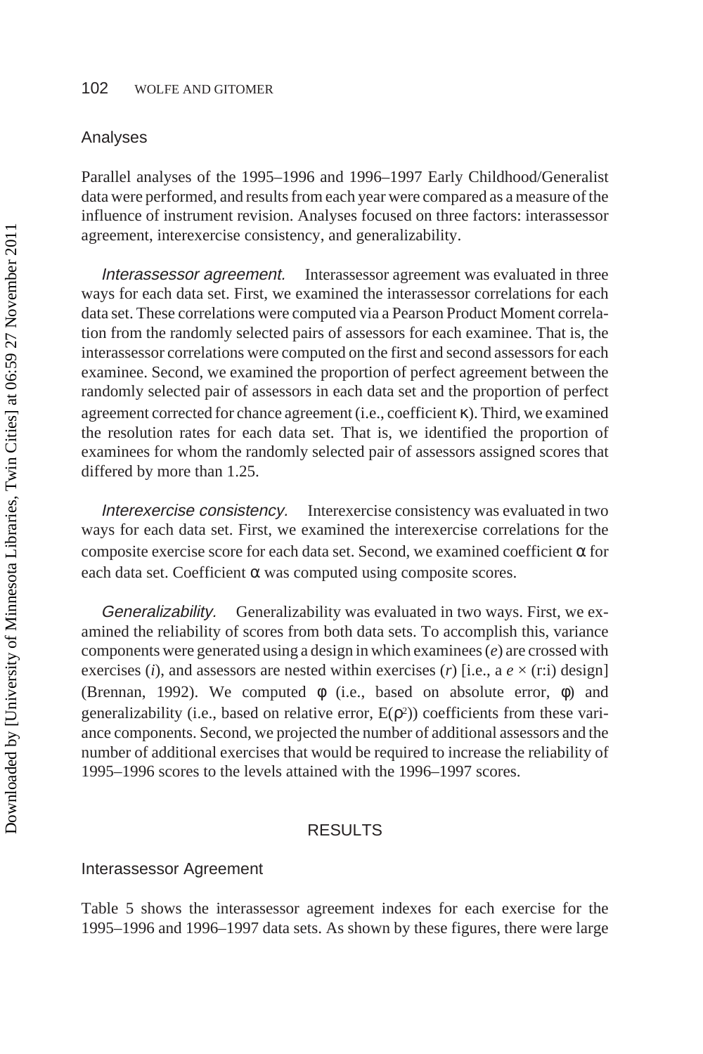## Analyses

Parallel analyses of the 1995–1996 and 1996–1997 Early Childhood/Generalist data were performed, and results from each year were compared as a measure of the influence of instrument revision. Analyses focused on three factors: interassessor agreement, interexercise consistency, and generalizability.

*Interassessor agreement.* Interassessor agreement was evaluated in three ways for each data set. First, we examined the interassessor correlations for each data set. These correlations were computed via a Pearson Product Moment correlation from the randomly selected pairs of assessors for each examinee. That is, the interassessor correlations were computed on the first and second assessors for each examinee. Second, we examined the proportion of perfect agreement between the randomly selected pair of assessors in each data set and the proportion of perfect agreement corrected for chance agreement (i.e., coefficient $\kappa$). Third, we examined the resolution rates for each data set. That is, we identified the proportion of examinees for whom the randomly selected pair of assessors assigned scores that differed by more than 1.25.

*Interexercise consistency.* Interexercise consistency was evaluated in two ways for each data set. First, we examined the interexercise correlations for the composite exercise score for each data set. Second, we examined coefficient $\alpha$ for each data set. Coefficient $\alpha$ was computed using composite scores.

*Generalizability.* Generalizability was evaluated in two ways. First, we examined the reliability of scores from both data sets. To accomplish this, variance components were generated using a design in which examinees ($e$) are crossed with exercises ($i$), and assessors are nested within exercises ($r$) [i.e., a $e \times$ (r:i) design] (Brennan, 1992). We computed $\phi$ (i.e., based on absolute error, $\phi$) and generalizability (i.e., based on relative error, $E(\rho^2)$) coefficients from these variance components. Second, we projected the number of additional assessors and the number of additional exercises that would be required to increase the reliability of 1995–1996 scores to the levels attained with the 1996–1997 scores.

# RESULTS

## Interassessor Agreement

Table 5 shows the interassessor agreement indexes for each exercise for the 1995–1996 and 1996–1997 data sets. As shown by these figures, there were large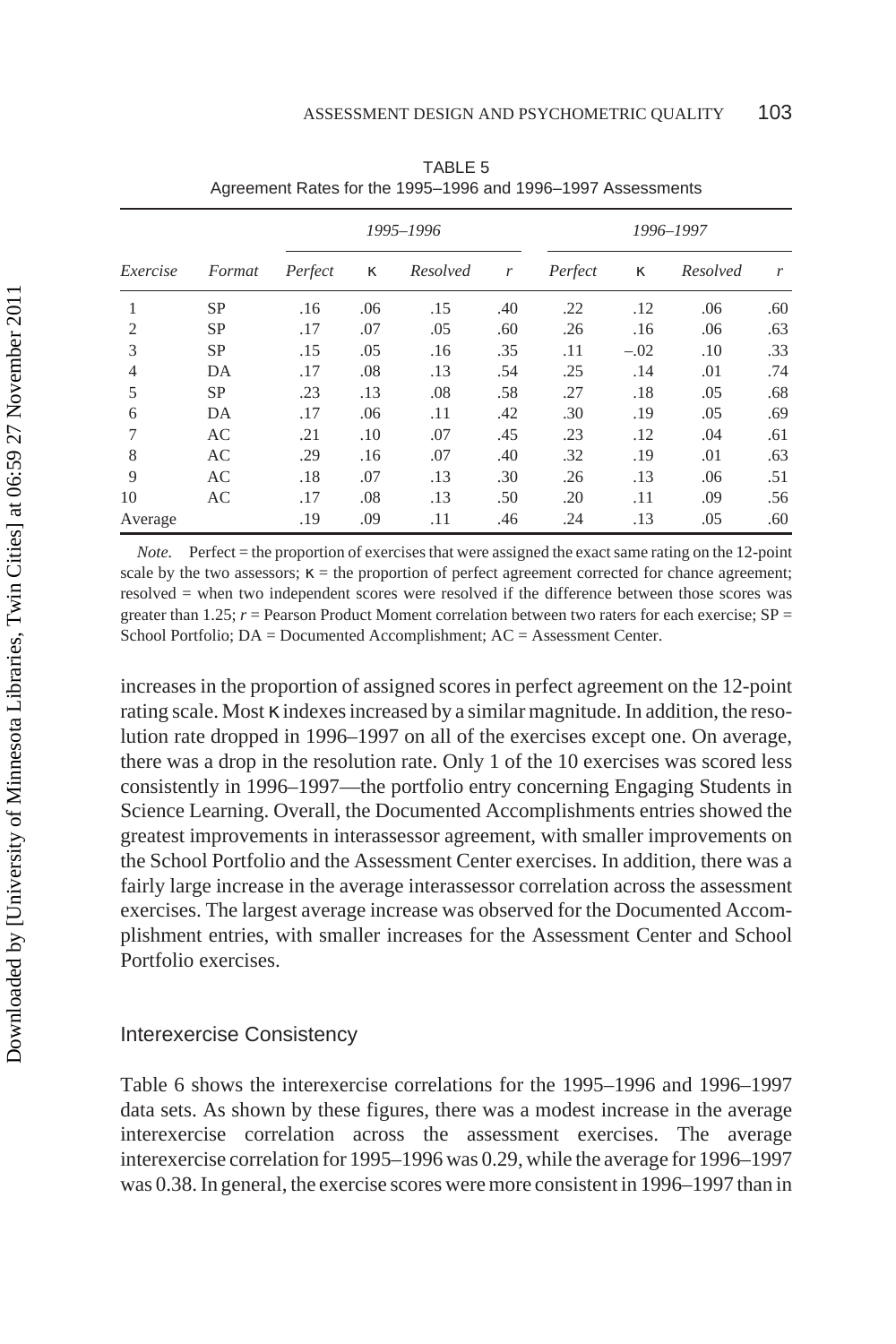TABLE 5
Agreement Rates for the 1995–1996 and 1996–1997 Assessments

| | | *1995–1996* | | | | *1996–1997* | | | |
|---|---|---|---|---|---|---|---|---|---|
| *Exercise* | *Format* | *Perfect* | κ | *Resolved* | *r* | *Perfect* | κ | *Resolved* | *r* |
| 1 | SP | .16 | .06 | .15 | .40 | .22 | .12 | .06 | .60 |
| 2 | SP | .17 | .07 | .05 | .60 | .26 | .16 | .06 | .63 |
| 3 | SP | .15 | .05 | .16 | .35 | .11 | –.02 | .10 | .33 |
| 4 | DA | .17 | .08 | .13 | .54 | .25 | .14 | .01 | .74 |
| 5 | SP | .23 | .13 | .08 | .58 | .27 | .18 | .05 | .68 |
| 6 | DA | .17 | .06 | .11 | .42 | .30 | .19 | .05 | .69 |
| 7 | AC | .21 | .10 | .07 | .45 | .23 | .12 | .04 | .61 |
| 8 | AC | .29 | .16 | .07 | .40 | .32 | .19 | .01 | .63 |
| 9 | AC | .18 | .07 | .13 | .30 | .26 | .13 | .06 | .51 |
| 10 | AC | .17 | .08 | .13 | .50 | .20 | .11 | .09 | .56 |
| Average | | .19 | .09 | .11 | .46 | .24 | .13 | .05 | .60 |

*Note.* Perfect = the proportion of exercises that were assigned the exact same rating on the 12-point scale by the two assessors; κ = the proportion of perfect agreement corrected for chance agreement; resolved = when two independent scores were resolved if the difference between those scores was greater than 1.25; *r* = Pearson Product Moment correlation between two raters for each exercise; SP = School Portfolio; DA = Documented Accomplishment; AC = Assessment Center.

increases in the proportion of assigned scores in perfect agreement on the 12-point rating scale. Most κ indexes increased by a similar magnitude. In addition, the resolution rate dropped in 1996–1997 on all of the exercises except one. On average, there was a drop in the resolution rate. Only 1 of the 10 exercises was scored less consistently in 1996–1997—the portfolio entry concerning Engaging Students in Science Learning. Overall, the Documented Accomplishments entries showed the greatest improvements in interassessor agreement, with smaller improvements on the School Portfolio and the Assessment Center exercises. In addition, there was a fairly large increase in the average interassessor correlation across the assessment exercises. The largest average increase was observed for the Documented Accomplishment entries, with smaller increases for the Assessment Center and School Portfolio exercises.

## Interexercise Consistency

Table 6 shows the interexercise correlations for the 1995–1996 and 1996–1997 data sets. As shown by these figures, there was a modest increase in the average interexercise correlation across the assessment exercises. The average interexercise correlation for 1995–1996 was 0.29, while the average for 1996–1997 was 0.38. In general, the exercise scores were more consistent in 1996–1997 than in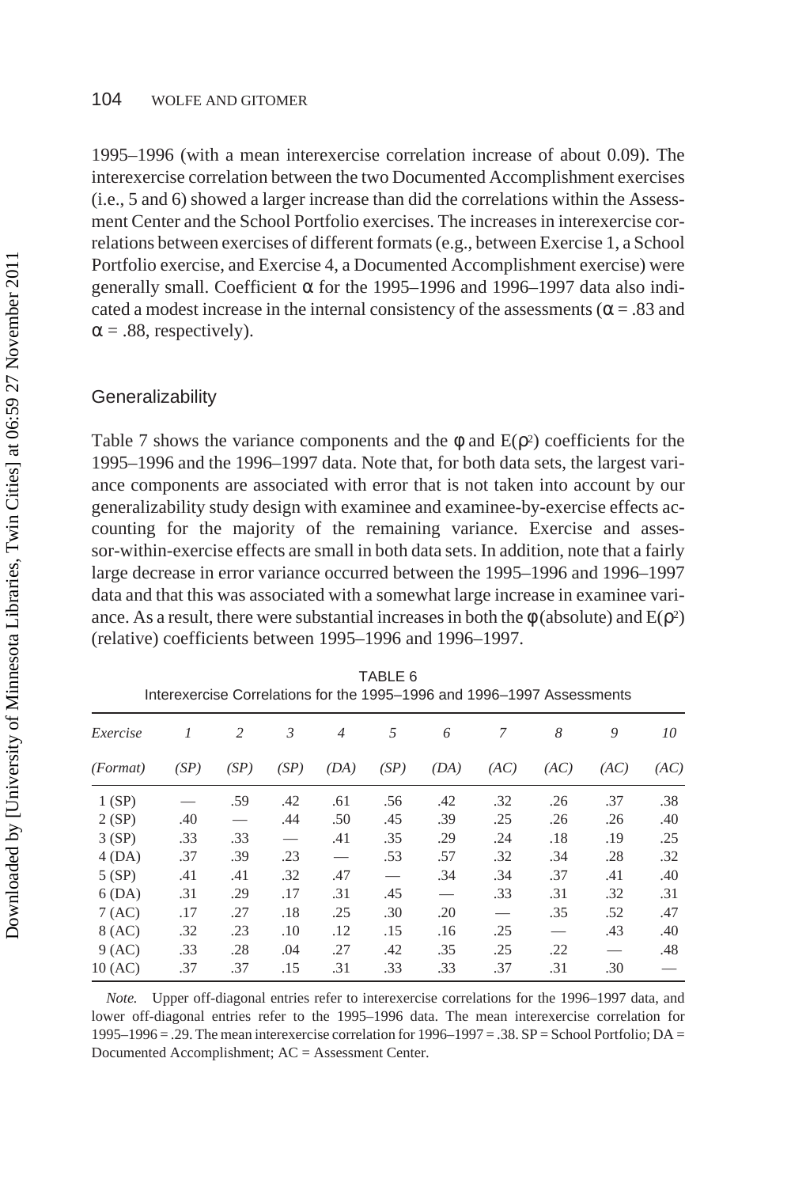1995–1996 (with a mean interexercise correlation increase of about 0.09). The interexercise correlation between the two Documented Accomplishment exercises (i.e., 5 and 6) showed a larger increase than did the correlations within the Assessment Center and the School Portfolio exercises. The increases in interexercise correlations between exercises of different formats (e.g., between Exercise 1, a School Portfolio exercise, and Exercise 4, a Documented Accomplishment exercise) were generally small. Coefficient $\alpha$ for the 1995–1996 and 1996–1997 data also indicated a modest increase in the internal consistency of the assessments ($\alpha = .83$ and $\alpha = .88$, respectively).

## Generalizability

Table 7 shows the variance components and the $\phi$ and $E(\rho^2)$ coefficients for the 1995–1996 and the 1996–1997 data. Note that, for both data sets, the largest variance components are associated with error that is not taken into account by our generalizability study design with examinee and examinee-by-exercise effects accounting for the majority of the remaining variance. Exercise and assessor-within-exercise effects are small in both data sets. In addition, note that a fairly large decrease in error variance occurred between the 1995–1996 and 1996–1997 data and that this was associated with a somewhat large increase in examinee variance. As a result, there were substantial increases in both the $\phi$ (absolute) and $E(\rho^2)$ (relative) coefficients between 1995–1996 and 1996–1997.

TABLE 6
Interexercise Correlations for the 1995–1996 and 1996–1997 Assessments

| *Exercise* | *1* | *2* | *3* | *4* | *5* | *6* | *7* | *8* | *9* | *10* |
|---|---|---|---|---|---|---|---|---|---|---|
| *(Format)* | *(SP)* | *(SP)* | *(SP)* | *(DA)* | *(SP)* | *(DA)* | *(AC)* | *(AC)* | *(AC)* | *(AC)* |
| 1 (SP) | — | .59 | .42 | .61 | .56 | .42 | .32 | .26 | .37 | .38 |
| 2 (SP) | .40 | — | .44 | .50 | .45 | .39 | .25 | .26 | .26 | .40 |
| 3 (SP) | .33 | .33 | — | .41 | .35 | .29 | .24 | .18 | .19 | .25 |
| 4 (DA) | .37 | .39 | .23 | — | .53 | .57 | .32 | .34 | .28 | .32 |
| 5 (SP) | .41 | .41 | .32 | .47 | — | .34 | .34 | .37 | .41 | .40 |
| 6 (DA) | .31 | .29 | .17 | .31 | .45 | — | .33 | .31 | .32 | .31 |
| 7 (AC) | .17 | .27 | .18 | .25 | .30 | .20 | — | .35 | .52 | .47 |
| 8 (AC) | .32 | .23 | .10 | .12 | .15 | .16 | .25 | — | .43 | .40 |
| 9 (AC) | .33 | .28 | .04 | .27 | .42 | .35 | .25 | .22 | — | .48 |
| 10 (AC) | .37 | .37 | .15 | .31 | .33 | .33 | .37 | .31 | .30 | — |

*Note.* Upper off-diagonal entries refer to interexercise correlations for the 1996–1997 data, and lower off-diagonal entries refer to the 1995–1996 data. The mean interexercise correlation for 1995–1996 = .29. The mean interexercise correlation for 1996–1997 = .38. SP = School Portfolio; DA = Documented Accomplishment; AC = Assessment Center.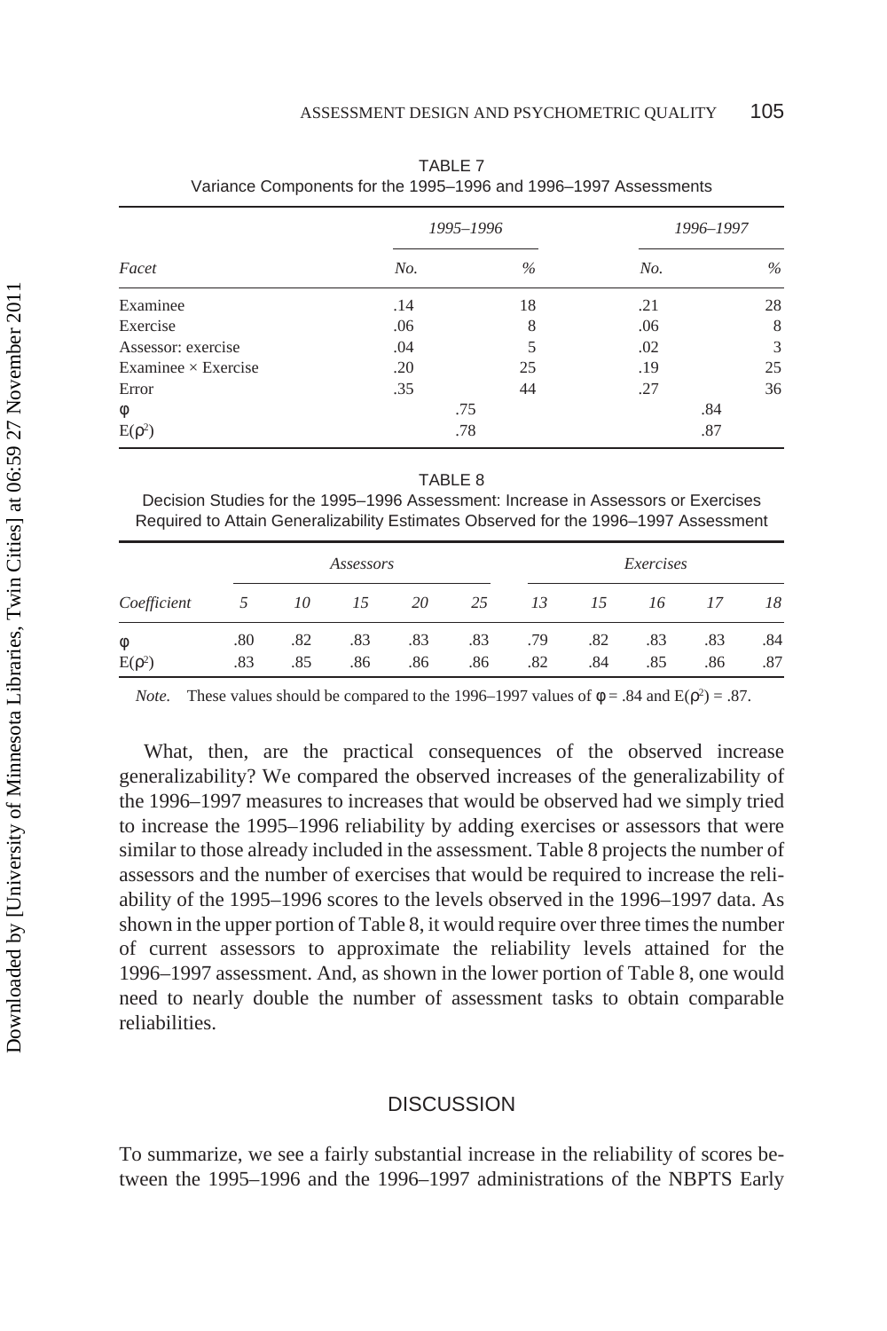TABLE 7
Variance Components for the 1995–1996 and 1996–1997 Assessments

| Facet | 1995–1996 | | 1996–1997 | |
|---|---|---|---|---|
| | *No.* | *%* | *No.* | *%* |
| Examinee | .14 | 18 | .21 | 28 |
| Exercise | .06 | 8 | .06 | 8 |
| Assessor: exercise | .04 | 5 | .02 | 3 |
| Examinee × Exercise | .20 | 25 | .19 | 25 |
| Error | .35 | 44 | .27 | 36 |
| $\phi$ | .75 | | .84 | |
| $E(\rho^2)$ | .78 | | .87 | |

TABLE 8
Decision Studies for the 1995–1996 Assessment: Increase in Assessors or Exercises Required to Attain Generalizability Estimates Observed for the 1996–1997 Assessment

| Coefficient | *Assessors* | | | | | *Exercises* | | | | |
|---|---|---|---|---|---|---|---|---|---|---|
| | *5* | *10* | *15* | *20* | *25* | *13* | *15* | *16* | *17* | *18* |
| $\phi$ | .80 | .82 | .83 | .83 | .83 | .79 | .82 | .83 | .83 | .84 |
| $E(\rho^2)$ | .83 | .85 | .86 | .86 | .86 | .82 | .84 | .85 | .86 | .87 |

*Note.* These values should be compared to the 1996–1997 values of $\phi = .84$ and $E(\rho^2) = .87$.

What, then, are the practical consequences of the observed increase generalizability? We compared the observed increases of the generalizability of the 1996–1997 measures to increases that would be observed had we simply tried to increase the 1995–1996 reliability by adding exercises or assessors that were similar to those already included in the assessment. Table 8 projects the number of assessors and the number of exercises that would be required to increase the reliability of the 1995–1996 scores to the levels observed in the 1996–1997 data. As shown in the upper portion of Table 8, it would require over three times the number of current assessors to approximate the reliability levels attained for the 1996–1997 assessment. And, as shown in the lower portion of Table 8, one would need to nearly double the number of assessment tasks to obtain comparable reliabilities.

## DISCUSSION

To summarize, we see a fairly substantial increase in the reliability of scores between the 1995–1996 and the 1996–1997 administrations of the NBPTS Early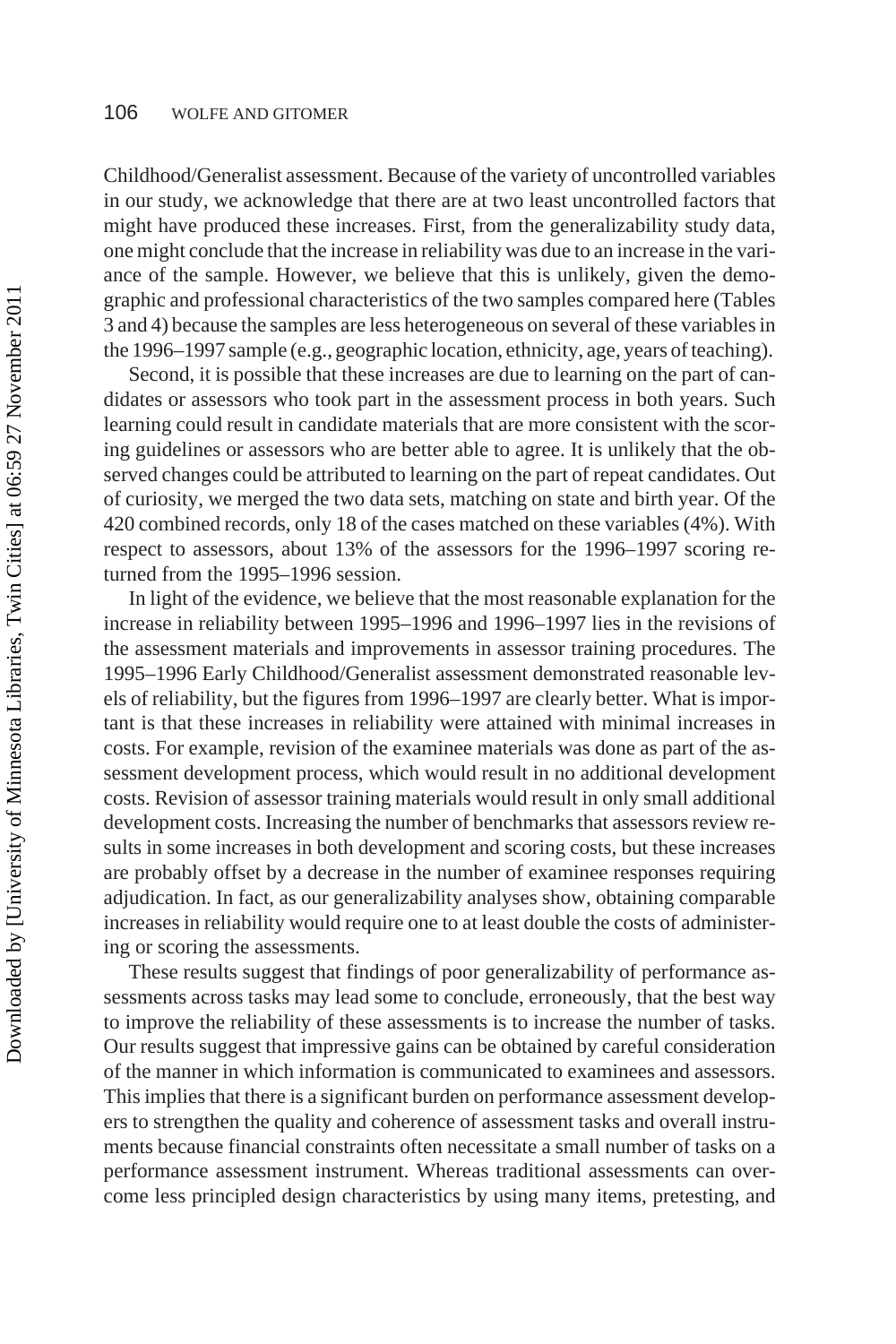Childhood/Generalist assessment. Because of the variety of uncontrolled variables in our study, we acknowledge that there are at two least uncontrolled factors that might have produced these increases. First, from the generalizability study data, one might conclude that the increase in reliability was due to an increase in the variance of the sample. However, we believe that this is unlikely, given the demographic and professional characteristics of the two samples compared here (Tables 3 and 4) because the samples are less heterogeneous on several of these variables in the 1996–1997 sample (e.g., geographic location, ethnicity, age, years of teaching).

Second, it is possible that these increases are due to learning on the part of candidates or assessors who took part in the assessment process in both years. Such learning could result in candidate materials that are more consistent with the scoring guidelines or assessors who are better able to agree. It is unlikely that the observed changes could be attributed to learning on the part of repeat candidates. Out of curiosity, we merged the two data sets, matching on state and birth year. Of the 420 combined records, only 18 of the cases matched on these variables (4%). With respect to assessors, about 13% of the assessors for the 1996–1997 scoring returned from the 1995–1996 session.

In light of the evidence, we believe that the most reasonable explanation for the increase in reliability between 1995–1996 and 1996–1997 lies in the revisions of the assessment materials and improvements in assessor training procedures. The 1995–1996 Early Childhood/Generalist assessment demonstrated reasonable levels of reliability, but the figures from 1996–1997 are clearly better. What is important is that these increases in reliability were attained with minimal increases in costs. For example, revision of the examinee materials was done as part of the assessment development process, which would result in no additional development costs. Revision of assessor training materials would result in only small additional development costs. Increasing the number of benchmarks that assessors review results in some increases in both development and scoring costs, but these increases are probably offset by a decrease in the number of examinee responses requiring adjudication. In fact, as our generalizability analyses show, obtaining comparable increases in reliability would require one to at least double the costs of administering or scoring the assessments.

These results suggest that findings of poor generalizability of performance assessments across tasks may lead some to conclude, erroneously, that the best way to improve the reliability of these assessments is to increase the number of tasks. Our results suggest that impressive gains can be obtained by careful consideration of the manner in which information is communicated to examinees and assessors. This implies that there is a significant burden on performance assessment developers to strengthen the quality and coherence of assessment tasks and overall instruments because financial constraints often necessitate a small number of tasks on a performance assessment instrument. Whereas traditional assessments can overcome less principled design characteristics by using many items, pretesting, and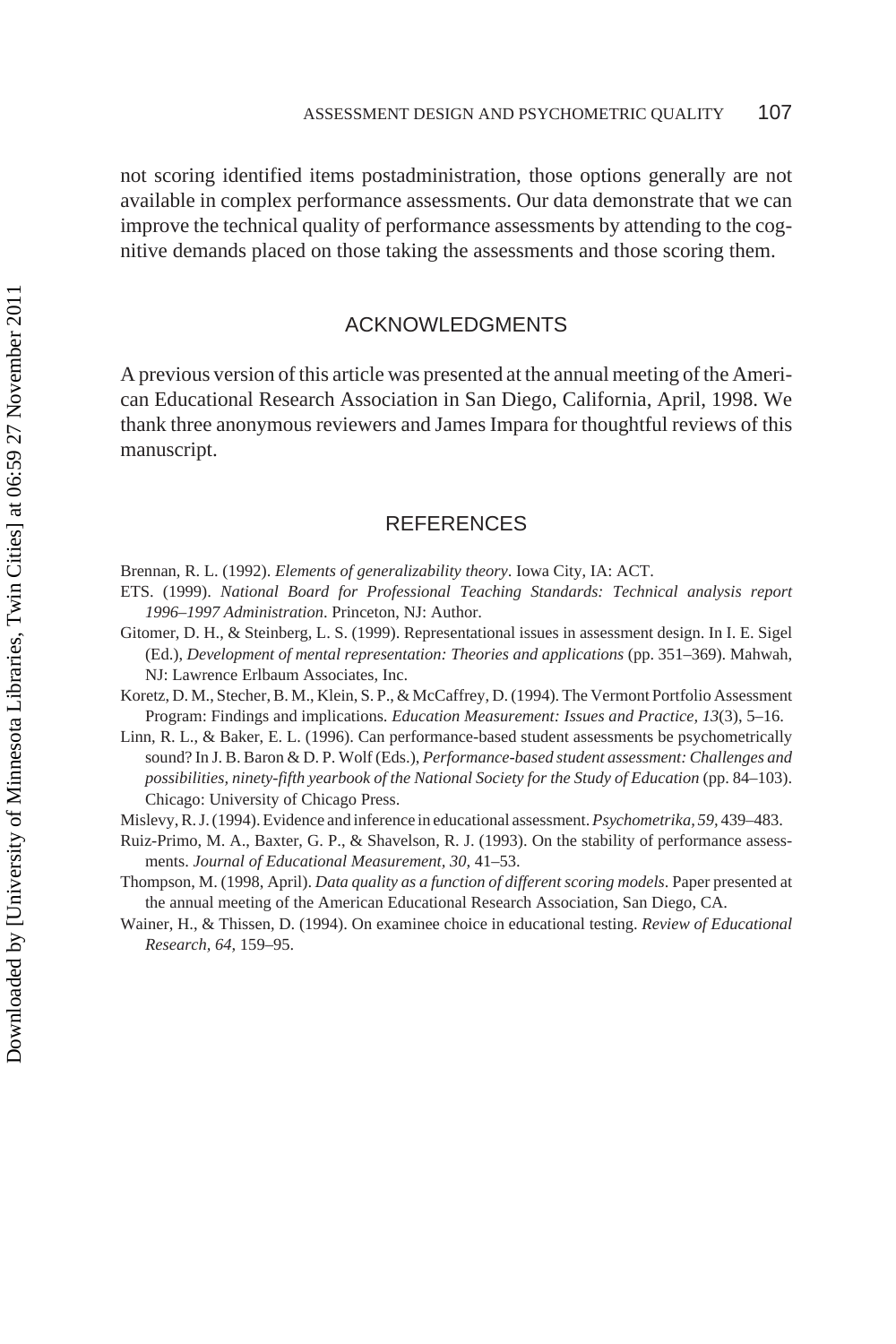not scoring identified items postadministration, those options generally are not available in complex performance assessments. Our data demonstrate that we can improve the technical quality of performance assessments by attending to the cognitive demands placed on those taking the assessments and those scoring them.

## ACKNOWLEDGMENTS

A previous version of this article was presented at the annual meeting of the American Educational Research Association in San Diego, California, April, 1998. We thank three anonymous reviewers and James Impara for thoughtful reviews of this manuscript.

## REFERENCES

Brennan, R. L. (1992). *Elements of generalizability theory*. Iowa City, IA: ACT.

ETS. (1999). *National Board for Professional Teaching Standards: Technical analysis report 1996–1997 Administration*. Princeton, NJ: Author.

Gitomer, D. H., & Steinberg, L. S. (1999). Representational issues in assessment design. In I. E. Sigel (Ed.), *Development of mental representation: Theories and applications* (pp. 351–369). Mahwah, NJ: Lawrence Erlbaum Associates, Inc.

Koretz, D. M., Stecher, B. M., Klein, S. P., & McCaffrey, D. (1994). The Vermont Portfolio Assessment Program: Findings and implications. *Education Measurement: Issues and Practice, 13*(3), 5–16.

Linn, R. L., & Baker, E. L. (1996). Can performance-based student assessments be psychometrically sound? In J. B. Baron & D. P. Wolf (Eds.), *Performance-based student assessment: Challenges and possibilities, ninety-fifth yearbook of the National Society for the Study of Education* (pp. 84–103). Chicago: University of Chicago Press.

Mislevy, R. J. (1994). Evidence and inference in educational assessment. *Psychometrika, 59*, 439–483.

Ruiz-Primo, M. A., Baxter, G. P., & Shavelson, R. J. (1993). On the stability of performance assessments. *Journal of Educational Measurement, 30*, 41–53.

Thompson, M. (1998, April). *Data quality as a function of different scoring models*. Paper presented at the annual meeting of the American Educational Research Association, San Diego, CA.

Wainer, H., & Thissen, D. (1994). On examinee choice in educational testing. *Review of Educational Research, 64,* 159–95.